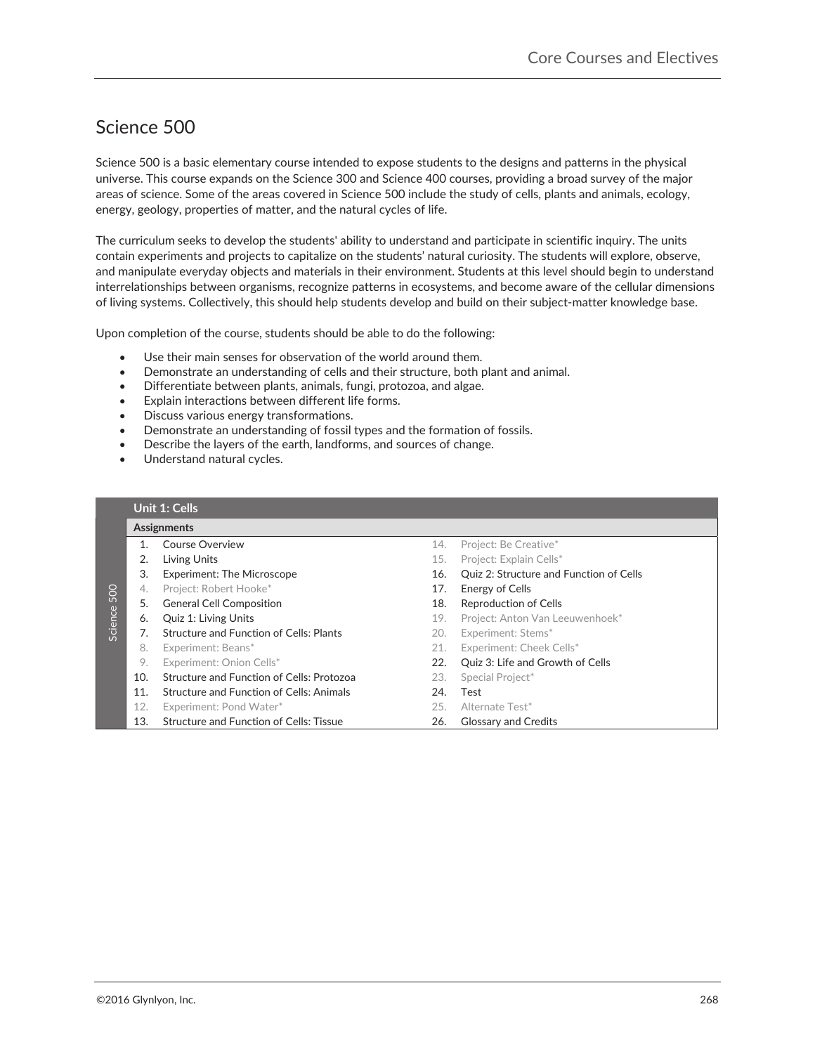# Science 500

Science 500 is a basic elementary course intended to expose students to the designs and patterns in the physical universe. This course expands on the Science 300 and Science 400 courses, providing a broad survey of the major areas of science. Some of the areas covered in Science 500 include the study of cells, plants and animals, ecology, energy, geology, properties of matter, and the natural cycles of life.

The curriculum seeks to develop the students' ability to understand and participate in scientific inquiry. The units contain experiments and projects to capitalize on the students' natural curiosity. The students will explore, observe, and manipulate everyday objects and materials in their environment. Students at this level should begin to understand interrelationships between organisms, recognize patterns in ecosystems, and become aware of the cellular dimensions of living systems. Collectively, this should help students develop and build on their subject-matter knowledge base.

Upon completion of the course, students should be able to do the following:

- Use their main senses for observation of the world around them.
- Demonstrate an understanding of cells and their structure, both plant and animal.
- Differentiate between plants, animals, fungi, protozoa, and algae.
- Explain interactions between different life forms.
- Discuss various energy transformations.
- Demonstrate an understanding of fossil types and the formation of fossils.
- Describe the layers of the earth, landforms, and sources of change.
- Understand natural cycles.

## Unit 1: Cells

**Assignments**

| # | Assignment | # | Assignment |
|---|---|---|---|
| 1. | Course Overview | 14. | Project: Be Creative* |
| 2. | Living Units | 15. | Project: Explain Cells* |
| 3. | Experiment: The Microscope | 16. | Quiz 2: Structure and Function of Cells |
| 4. | Project: Robert Hooke* | 17. | Energy of Cells |
| 5. | General Cell Composition | 18. | Reproduction of Cells |
| 6. | Quiz 1: Living Units | 19. | Project: Anton Van Leeuwenhoek* |
| 7. | Structure and Function of Cells: Plants | 20. | Experiment: Stems* |
| 8. | Experiment: Beans* | 21. | Experiment: Cheek Cells* |
| 9. | Experiment: Onion Cells* | 22. | Quiz 3: Life and Growth of Cells |
| 10. | Structure and Function of Cells: Protozoa | 23. | Special Project* |
| 11. | Structure and Function of Cells: Animals | 24. | Test |
| 12. | Experiment: Pond Water* | 25. | Alternate Test* |
| 13. | Structure and Function of Cells: Tissue | 26. | Glossary and Credits |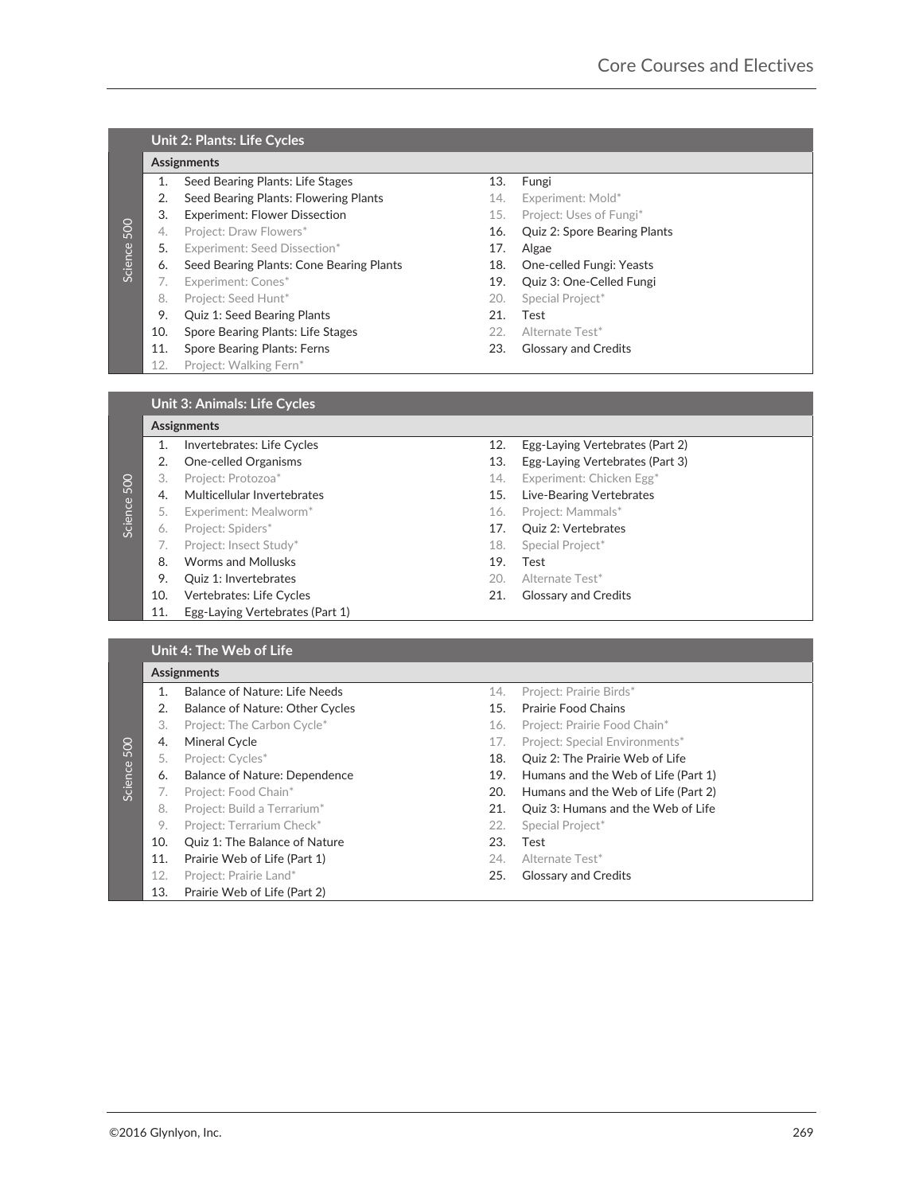## Unit 2: Plants: Life Cycles

**Assignments**

1. Seed Bearing Plants: Life Stages
2. Seed Bearing Plants: Flowering Plants
3. Experiment: Flower Dissection
4. Project: Draw Flowers*
5. Experiment: Seed Dissection*
6. Seed Bearing Plants: Cone Bearing Plants
7. Experiment: Cones*
8. Project: Seed Hunt*
9. Quiz 1: Seed Bearing Plants
10. Spore Bearing Plants: Life Stages
11. Spore Bearing Plants: Ferns
12. Project: Walking Fern*
13. Fungi
14. Experiment: Mold*
15. Project: Uses of Fungi*
16. Quiz 2: Spore Bearing Plants
17. Algae
18. One-celled Fungi: Yeasts
19. Quiz 3: One-Celled Fungi
20. Special Project*
21. Test
22. Alternate Test*
23. Glossary and Credits

## Unit 3: Animals: Life Cycles

**Assignments**

1. Invertebrates: Life Cycles
2. One-celled Organisms
3. Project: Protozoa*
4. Multicellular Invertebrates
5. Experiment: Mealworm*
6. Project: Spiders*
7. Project: Insect Study*
8. Worms and Mollusks
9. Quiz 1: Invertebrates
10. Vertebrates: Life Cycles
11. Egg-Laying Vertebrates (Part 1)
12. Egg-Laying Vertebrates (Part 2)
13. Egg-Laying Vertebrates (Part 3)
14. Experiment: Chicken Egg*
15. Live-Bearing Vertebrates
16. Project: Mammals*
17. Quiz 2: Vertebrates
18. Special Project*
19. Test
20. Alternate Test*
21. Glossary and Credits

## Unit 4: The Web of Life

**Assignments**

1. Balance of Nature: Life Needs
2. Balance of Nature: Other Cycles
3. Project: The Carbon Cycle*
4. Mineral Cycle
5. Project: Cycles*
6. Balance of Nature: Dependence
7. Project: Food Chain*
8. Project: Build a Terrarium*
9. Project: Terrarium Check*
10. Quiz 1: The Balance of Nature
11. Prairie Web of Life (Part 1)
12. Project: Prairie Land*
13. Prairie Web of Life (Part 2)
14. Project: Prairie Birds*
15. Prairie Food Chains
16. Project: Prairie Food Chain*
17. Project: Special Environments*
18. Quiz 2: The Prairie Web of Life
19. Humans and the Web of Life (Part 1)
20. Humans and the Web of Life (Part 2)
21. Quiz 3: Humans and the Web of Life
22. Special Project*
23. Test
24. Alternate Test*
25. Glossary and Credits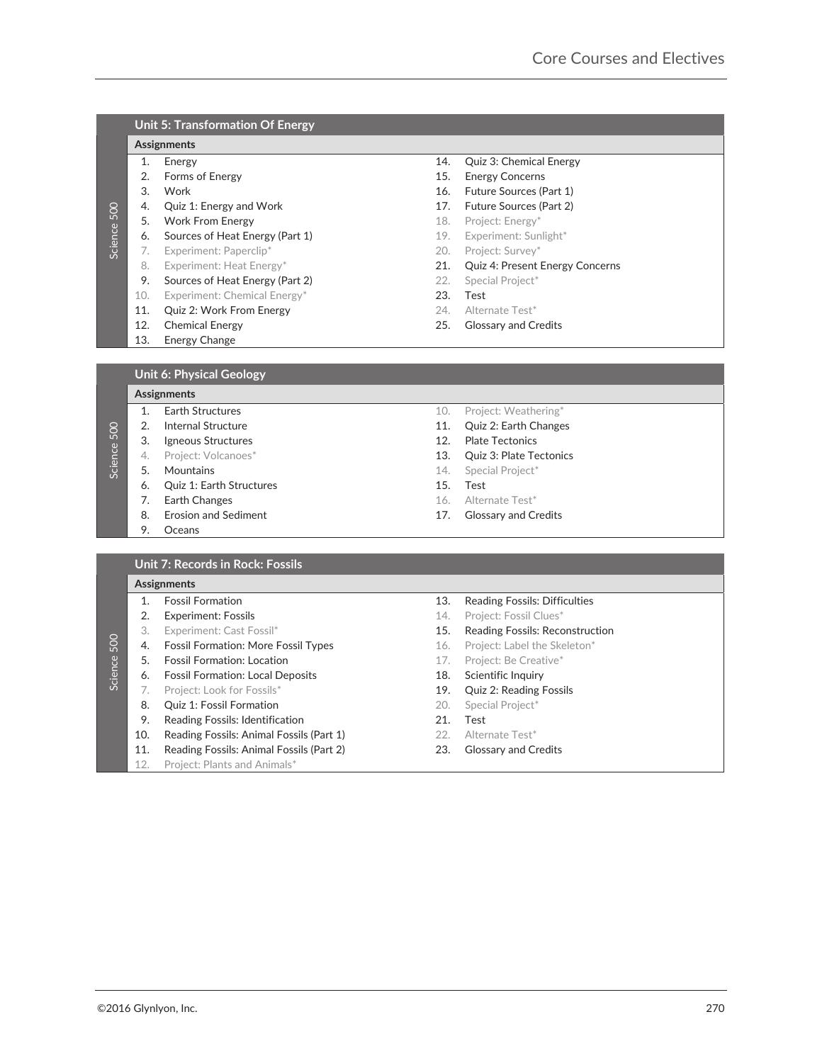## Unit 5: Transformation Of Energy

*Science 500*

**Assignments**

1. Energy
2. Forms of Energy
3. Work
4. Quiz 1: Energy and Work
5. Work From Energy
6. Sources of Heat Energy (Part 1)
7. Experiment: Paperclip*
8. Experiment: Heat Energy*
9. Sources of Heat Energy (Part 2)
10. Experiment: Chemical Energy*
11. Quiz 2: Work From Energy
12. Chemical Energy
13. Energy Change
14. Quiz 3: Chemical Energy
15. Energy Concerns
16. Future Sources (Part 1)
17. Future Sources (Part 2)
18. Project: Energy*
19. Experiment: Sunlight*
20. Project: Survey*
21. Quiz 4: Present Energy Concerns
22. Special Project*
23. Test
24. Alternate Test*
25. Glossary and Credits

## Unit 6: Physical Geology

*Science 500*

**Assignments**

1. Earth Structures
2. Internal Structure
3. Igneous Structures
4. Project: Volcanoes*
5. Mountains
6. Quiz 1: Earth Structures
7. Earth Changes
8. Erosion and Sediment
9. Oceans
10. Project: Weathering*
11. Quiz 2: Earth Changes
12. Plate Tectonics
13. Quiz 3: Plate Tectonics
14. Special Project*
15. Test
16. Alternate Test*
17. Glossary and Credits

## Unit 7: Records in Rock: Fossils

*Science 500*

**Assignments**

1. Fossil Formation
2. Experiment: Fossils
3. Experiment: Cast Fossil*
4. Fossil Formation: More Fossil Types
5. Fossil Formation: Location
6. Fossil Formation: Local Deposits
7. Project: Look for Fossils*
8. Quiz 1: Fossil Formation
9. Reading Fossils: Identification
10. Reading Fossils: Animal Fossils (Part 1)
11. Reading Fossils: Animal Fossils (Part 2)
12. Project: Plants and Animals*
13. Reading Fossils: Difficulties
14. Project: Fossil Clues*
15. Reading Fossils: Reconstruction
16. Project: Label the Skeleton*
17. Project: Be Creative*
18. Scientific Inquiry
19. Quiz 2: Reading Fossils
20. Special Project*
21. Test
22. Alternate Test*
23. Glossary and Credits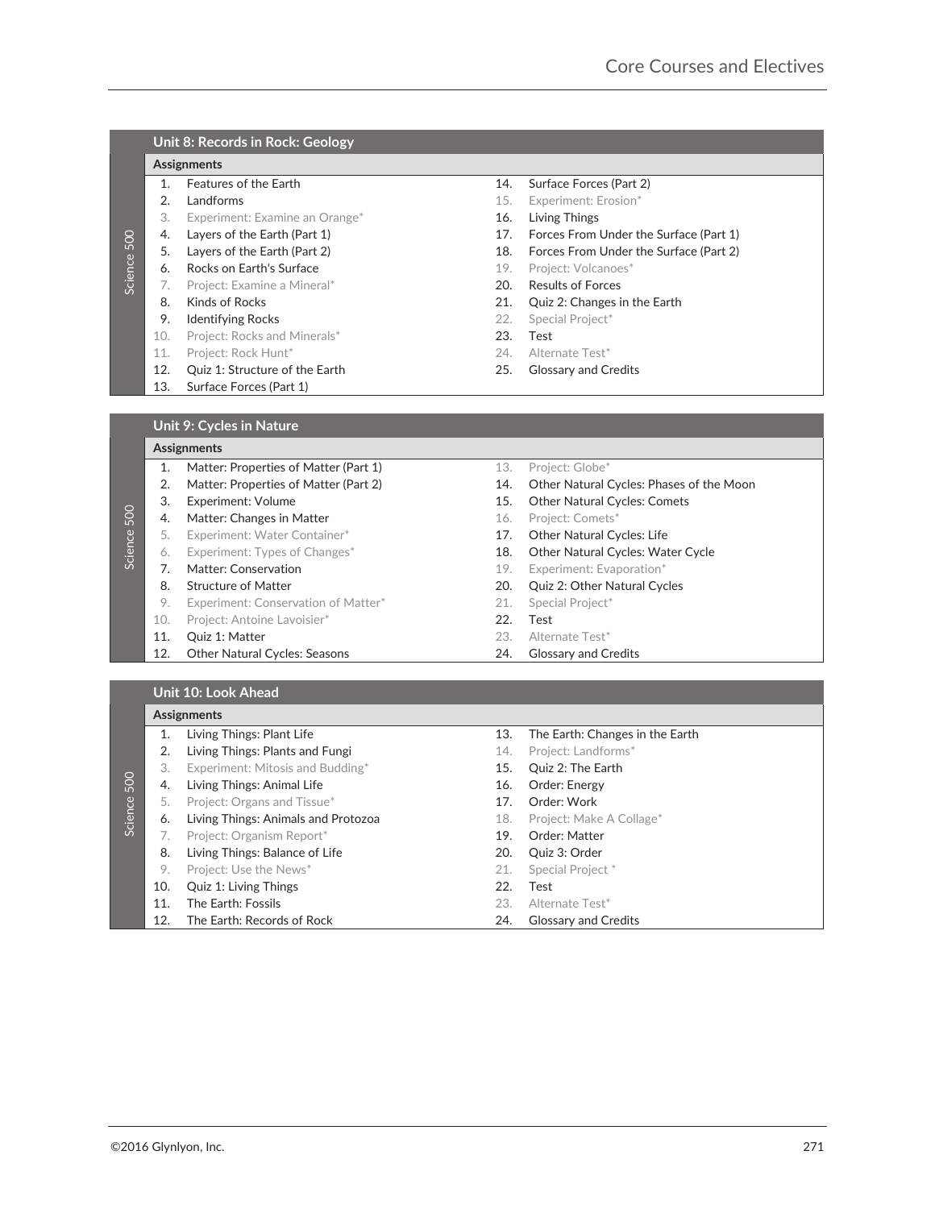## Unit 8: Records in Rock: Geology

Science 500

**Assignments**

1. Features of the Earth
2. Landforms
3. Experiment: Examine an Orange*
4. Layers of the Earth (Part 1)
5. Layers of the Earth (Part 2)
6. Rocks on Earth's Surface
7. Project: Examine a Mineral*
8. Kinds of Rocks
9. Identifying Rocks
10. Project: Rocks and Minerals*
11. Project: Rock Hunt*
12. Quiz 1: Structure of the Earth
13. Surface Forces (Part 1)
14. Surface Forces (Part 2)
15. Experiment: Erosion*
16. Living Things
17. Forces From Under the Surface (Part 1)
18. Forces From Under the Surface (Part 2)
19. Project: Volcanoes*
20. Results of Forces
21. Quiz 2: Changes in the Earth
22. Special Project*
23. Test
24. Alternate Test*
25. Glossary and Credits

## Unit 9: Cycles in Nature

Science 500

**Assignments**

1. Matter: Properties of Matter (Part 1)
2. Matter: Properties of Matter (Part 2)
3. Experiment: Volume
4. Matter: Changes in Matter
5. Experiment: Water Container*
6. Experiment: Types of Changes*
7. Matter: Conservation
8. Structure of Matter
9. Experiment: Conservation of Matter*
10. Project: Antoine Lavoisier*
11. Quiz 1: Matter
12. Other Natural Cycles: Seasons
13. Project: Globe*
14. Other Natural Cycles: Phases of the Moon
15. Other Natural Cycles: Comets
16. Project: Comets*
17. Other Natural Cycles: Life
18. Other Natural Cycles: Water Cycle
19. Experiment: Evaporation*
20. Quiz 2: Other Natural Cycles
21. Special Project*
22. Test
23. Alternate Test*
24. Glossary and Credits

## Unit 10: Look Ahead

Science 500

**Assignments**

1. Living Things: Plant Life
2. Living Things: Plants and Fungi
3. Experiment: Mitosis and Budding*
4. Living Things: Animal Life
5. Project: Organs and Tissue*
6. Living Things: Animals and Protozoa
7. Project: Organism Report*
8. Living Things: Balance of Life
9. Project: Use the News*
10. Quiz 1: Living Things
11. The Earth: Fossils
12. The Earth: Records of Rock
13. The Earth: Changes in the Earth
14. Project: Landforms*
15. Quiz 2: The Earth
16. Order: Energy
17. Order: Work
18. Project: Make A Collage*
19. Order: Matter
20. Quiz 3: Order
21. Special Project *
22. Test
23. Alternate Test*
24. Glossary and Credits